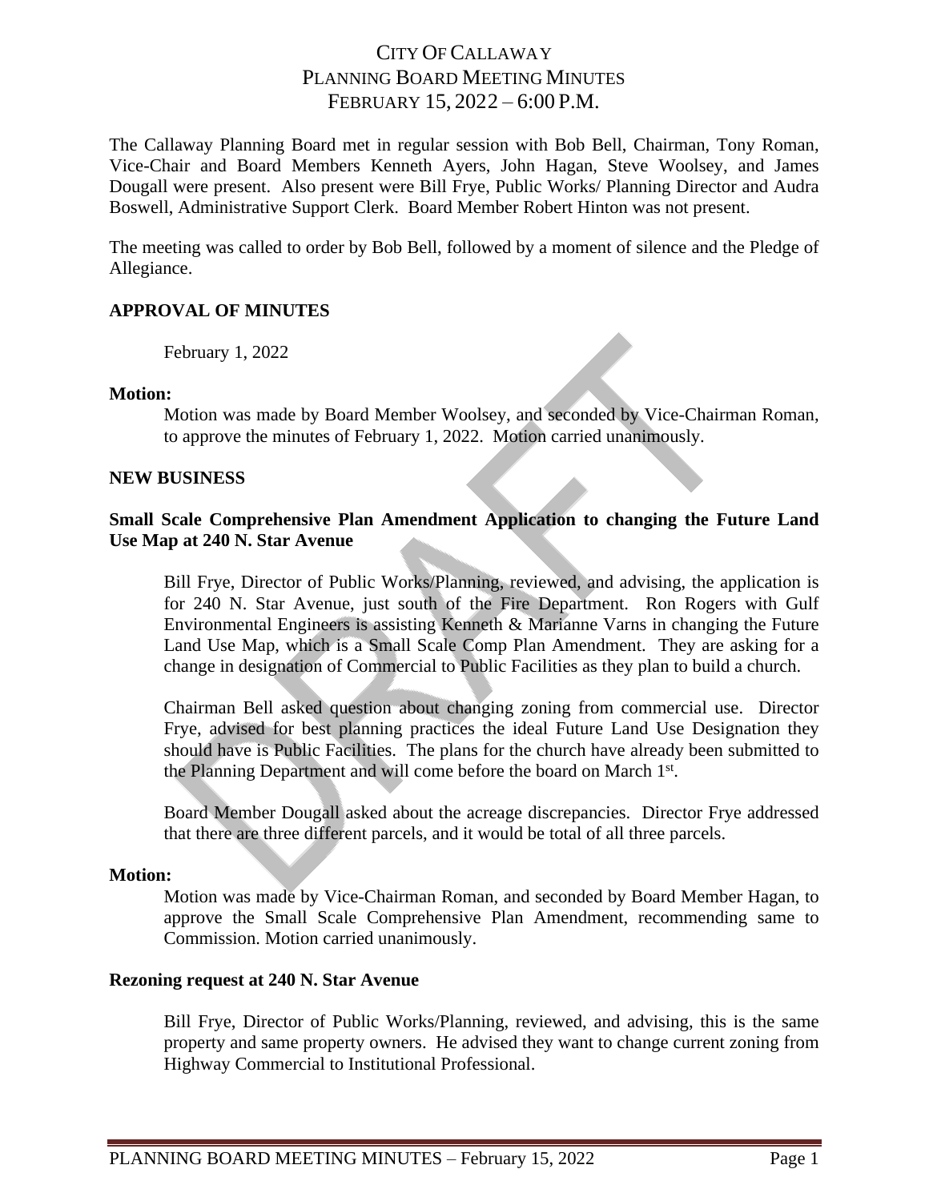# CITY OF CALLAWAY
## PLANNING BOARD MEETING MINUTES
## FEBRUARY 15, 2022 – 6:00 P.M.

The Callaway Planning Board met in regular session with Bob Bell, Chairman, Tony Roman, Vice-Chair and Board Members Kenneth Ayers, John Hagan, Steve Woolsey, and James Dougall were present. Also present were Bill Frye, Public Works/ Planning Director and Audra Boswell, Administrative Support Clerk. Board Member Robert Hinton was not present.

The meeting was called to order by Bob Bell, followed by a moment of silence and the Pledge of Allegiance.

**APPROVAL OF MINUTES**

February 1, 2022

**Motion:**

Motion was made by Board Member Woolsey, and seconded by Vice-Chairman Roman, to approve the minutes of February 1, 2022. Motion carried unanimously.

**NEW BUSINESS**

**Small Scale Comprehensive Plan Amendment Application to changing the Future Land Use Map at 240 N. Star Avenue**

Bill Frye, Director of Public Works/Planning, reviewed, and advising, the application is for 240 N. Star Avenue, just south of the Fire Department. Ron Rogers with Gulf Environmental Engineers is assisting Kenneth & Marianne Varns in changing the Future Land Use Map, which is a Small Scale Comp Plan Amendment. They are asking for a change in designation of Commercial to Public Facilities as they plan to build a church.

Chairman Bell asked question about changing zoning from commercial use. Director Frye, advised for best planning practices the ideal Future Land Use Designation they should have is Public Facilities. The plans for the church have already been submitted to the Planning Department and will come before the board on March 1st.

Board Member Dougall asked about the acreage discrepancies. Director Frye addressed that there are three different parcels, and it would be total of all three parcels.

**Motion:**

Motion was made by Vice-Chairman Roman, and seconded by Board Member Hagan, to approve the Small Scale Comprehensive Plan Amendment, recommending same to Commission. Motion carried unanimously.

**Rezoning request at 240 N. Star Avenue**

Bill Frye, Director of Public Works/Planning, reviewed, and advising, this is the same property and same property owners. He advised they want to change current zoning from Highway Commercial to Institutional Professional.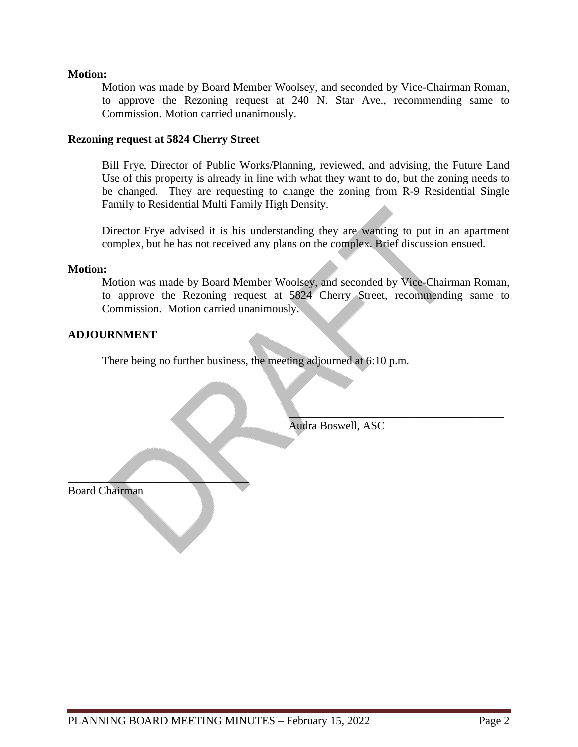**Motion:**

Motion was made by Board Member Woolsey, and seconded by Vice-Chairman Roman, to approve the Rezoning request at 240 N. Star Ave., recommending same to Commission. Motion carried unanimously.

**Rezoning request at 5824 Cherry Street**

Bill Frye, Director of Public Works/Planning, reviewed, and advising, the Future Land Use of this property is already in line with what they want to do, but the zoning needs to be changed. They are requesting to change the zoning from R-9 Residential Single Family to Residential Multi Family High Density.

Director Frye advised it is his understanding they are wanting to put in an apartment complex, but he has not received any plans on the complex. Brief discussion ensued.

**Motion:**

Motion was made by Board Member Woolsey, and seconded by Vice-Chairman Roman, to approve the Rezoning request at 5824 Cherry Street, recommending same to Commission. Motion carried unanimously.

**ADJOURNMENT**

There being no further business, the meeting adjourned at 6:10 p.m.

\_\_\_\_\_\_\_\_\_\_\_\_\_\_\_\_\_\_\_\_\_\_\_\_\_\_\_\_\_\_\_\_\_\_\_\_\_\_

Audra Boswell, ASC

\_\_\_\_\_\_\_\_\_\_\_\_\_\_\_\_\_\_\_\_\_\_\_\_\_\_\_\_\_\_\_\_\_

Board Chairman

DRAFT